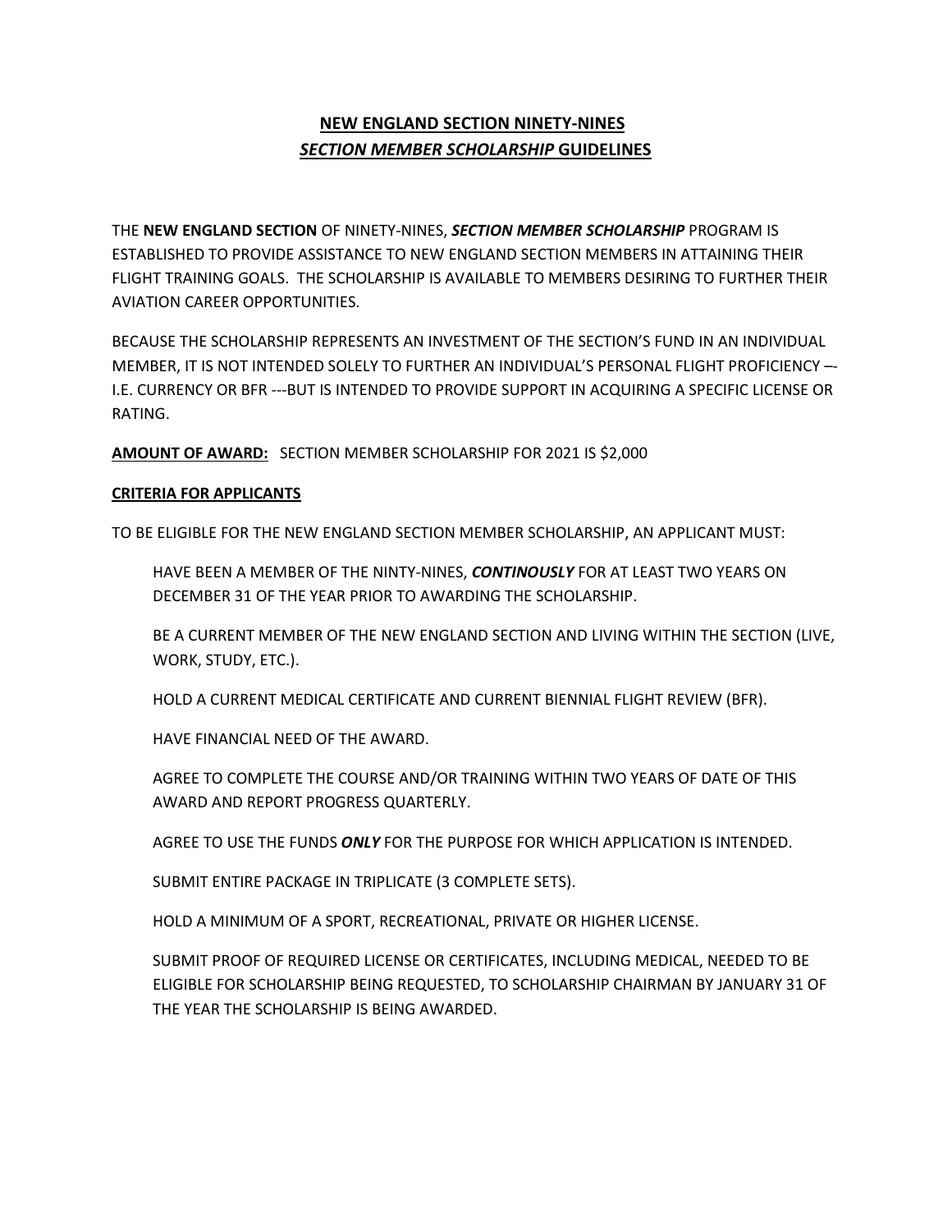# NEW ENGLAND SECTION NINETY-NINES
## ***SECTION MEMBER SCHOLARSHIP*** GUIDELINES

THE **NEW ENGLAND SECTION** OF NINETY-NINES, ***SECTION MEMBER SCHOLARSHIP*** PROGRAM IS ESTABLISHED TO PROVIDE ASSISTANCE TO NEW ENGLAND SECTION MEMBERS IN ATTAINING THEIR FLIGHT TRAINING GOALS. THE SCHOLARSHIP IS AVAILABLE TO MEMBERS DESIRING TO FURTHER THEIR AVIATION CAREER OPPORTUNITIES.

BECAUSE THE SCHOLARSHIP REPRESENTS AN INVESTMENT OF THE SECTION'S FUND IN AN INDIVIDUAL MEMBER, IT IS NOT INTENDED SOLELY TO FURTHER AN INDIVIDUAL'S PERSONAL FLIGHT PROFICIENCY –- I.E. CURRENCY OR BFR ---BUT IS INTENDED TO PROVIDE SUPPORT IN ACQUIRING A SPECIFIC LICENSE OR RATING.

**AMOUNT OF AWARD:** SECTION MEMBER SCHOLARSHIP FOR 2021 IS $2,000

**CRITERIA FOR APPLICANTS**

TO BE ELIGIBLE FOR THE NEW ENGLAND SECTION MEMBER SCHOLARSHIP, AN APPLICANT MUST:

HAVE BEEN A MEMBER OF THE NINTY-NINES, ***CONTINOUSLY*** FOR AT LEAST TWO YEARS ON DECEMBER 31 OF THE YEAR PRIOR TO AWARDING THE SCHOLARSHIP.

BE A CURRENT MEMBER OF THE NEW ENGLAND SECTION AND LIVING WITHIN THE SECTION (LIVE, WORK, STUDY, ETC.).

HOLD A CURRENT MEDICAL CERTIFICATE AND CURRENT BIENNIAL FLIGHT REVIEW (BFR).

HAVE FINANCIAL NEED OF THE AWARD.

AGREE TO COMPLETE THE COURSE AND/OR TRAINING WITHIN TWO YEARS OF DATE OF THIS AWARD AND REPORT PROGRESS QUARTERLY.

AGREE TO USE THE FUNDS ***ONLY*** FOR THE PURPOSE FOR WHICH APPLICATION IS INTENDED.

SUBMIT ENTIRE PACKAGE IN TRIPLICATE (3 COMPLETE SETS).

HOLD A MINIMUM OF A SPORT, RECREATIONAL, PRIVATE OR HIGHER LICENSE.

SUBMIT PROOF OF REQUIRED LICENSE OR CERTIFICATES, INCLUDING MEDICAL, NEEDED TO BE ELIGIBLE FOR SCHOLARSHIP BEING REQUESTED, TO SCHOLARSHIP CHAIRMAN BY JANUARY 31 OF THE YEAR THE SCHOLARSHIP IS BEING AWARDED.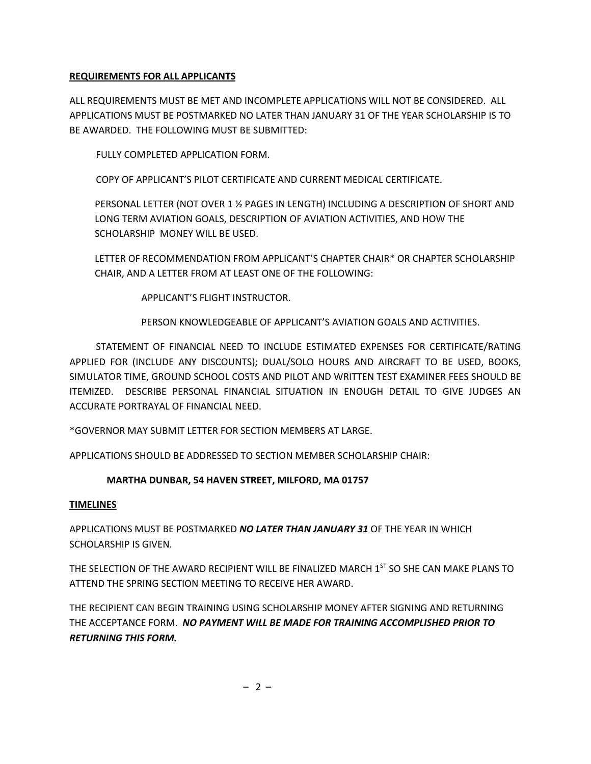## REQUIREMENTS FOR ALL APPLICANTS

ALL REQUIREMENTS MUST BE MET AND INCOMPLETE APPLICATIONS WILL NOT BE CONSIDERED. ALL APPLICATIONS MUST BE POSTMARKED NO LATER THAN JANUARY 31 OF THE YEAR SCHOLARSHIP IS TO BE AWARDED. THE FOLLOWING MUST BE SUBMITTED:

FULLY COMPLETED APPLICATION FORM.

COPY OF APPLICANT'S PILOT CERTIFICATE AND CURRENT MEDICAL CERTIFICATE.

PERSONAL LETTER (NOT OVER 1 ½ PAGES IN LENGTH) INCLUDING A DESCRIPTION OF SHORT AND LONG TERM AVIATION GOALS, DESCRIPTION OF AVIATION ACTIVITIES, AND HOW THE SCHOLARSHIP MONEY WILL BE USED.

LETTER OF RECOMMENDATION FROM APPLICANT'S CHAPTER CHAIR* OR CHAPTER SCHOLARSHIP CHAIR, AND A LETTER FROM AT LEAST ONE OF THE FOLLOWING:

APPLICANT'S FLIGHT INSTRUCTOR.

PERSON KNOWLEDGEABLE OF APPLICANT'S AVIATION GOALS AND ACTIVITIES.

STATEMENT OF FINANCIAL NEED TO INCLUDE ESTIMATED EXPENSES FOR CERTIFICATE/RATING APPLIED FOR (INCLUDE ANY DISCOUNTS); DUAL/SOLO HOURS AND AIRCRAFT TO BE USED, BOOKS, SIMULATOR TIME, GROUND SCHOOL COSTS AND PILOT AND WRITTEN TEST EXAMINER FEES SHOULD BE ITEMIZED. DESCRIBE PERSONAL FINANCIAL SITUATION IN ENOUGH DETAIL TO GIVE JUDGES AN ACCURATE PORTRAYAL OF FINANCIAL NEED.

*GOVERNOR MAY SUBMIT LETTER FOR SECTION MEMBERS AT LARGE.

APPLICATIONS SHOULD BE ADDRESSED TO SECTION MEMBER SCHOLARSHIP CHAIR:

**MARTHA DUNBAR, 54 HAVEN STREET, MILFORD, MA 01757**

## TIMELINES

APPLICATIONS MUST BE POSTMARKED ***NO LATER THAN JANUARY 31*** OF THE YEAR IN WHICH SCHOLARSHIP IS GIVEN.

THE SELECTION OF THE AWARD RECIPIENT WILL BE FINALIZED MARCH 1ST SO SHE CAN MAKE PLANS TO ATTEND THE SPRING SECTION MEETING TO RECEIVE HER AWARD.

THE RECIPIENT CAN BEGIN TRAINING USING SCHOLARSHIP MONEY AFTER SIGNING AND RETURNING THE ACCEPTANCE FORM. ***NO PAYMENT WILL BE MADE FOR TRAINING ACCOMPLISHED PRIOR TO RETURNING THIS FORM.***